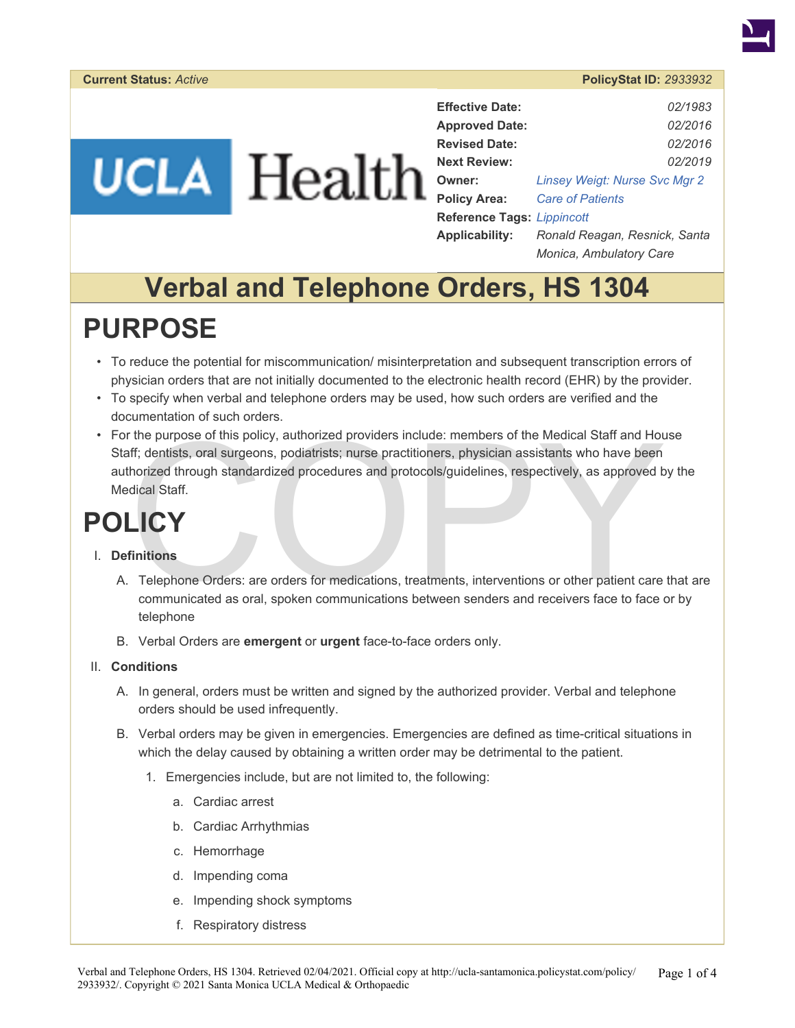**Current Status:** *Active*  **PolicyStat ID:** *2933932*

| | |
|---|---|
| **Effective Date:** | *02/1983* |
| **Approved Date:** | *02/2016* |
| **Revised Date:** | *02/2016* |
| **Next Review:** | *02/2019* |
| **Owner:** | *Linsey Weigt: Nurse Svc Mgr 2* |
| **Policy Area:** | *Care of Patients* |
| **Reference Tags:** | *Lippincott* |
| **Applicability:** | *Ronald Reagan, Resnick, Santa Monica, Ambulatory Care* |

# Verbal and Telephone Orders, HS 1304

## PURPOSE

- To reduce the potential for miscommunication/ misinterpretation and subsequent transcription errors of physician orders that are not initially documented to the electronic health record (EHR) by the provider.
- To specify when verbal and telephone orders may be used, how such orders are verified and the documentation of such orders.
- For the purpose of this policy, authorized providers include: members of the Medical Staff and House Staff; dentists, oral surgeons, podiatrists; nurse practitioners, physician assistants who have been authorized through standardized procedures and protocols/guidelines, respectively, as approved by the Medical Staff.

## POLICY

I. **Definitions**

   A. Telephone Orders: are orders for medications, treatments, interventions or other patient care that are communicated as oral, spoken communications between senders and receivers face to face or by telephone

   B. Verbal Orders are **emergent** or **urgent** face-to-face orders only.

II. **Conditions**

   A. In general, orders must be written and signed by the authorized provider. Verbal and telephone orders should be used infrequently.

   B. Verbal orders may be given in emergencies. Emergencies are defined as time-critical situations in which the delay caused by obtaining a written order may be detrimental to the patient.

      1. Emergencies include, but are not limited to, the following:

         a. Cardiac arrest

         b. Cardiac Arrhythmias

         c. Hemorrhage

         d. Impending coma

         e. Impending shock symptoms

         f. Respiratory distress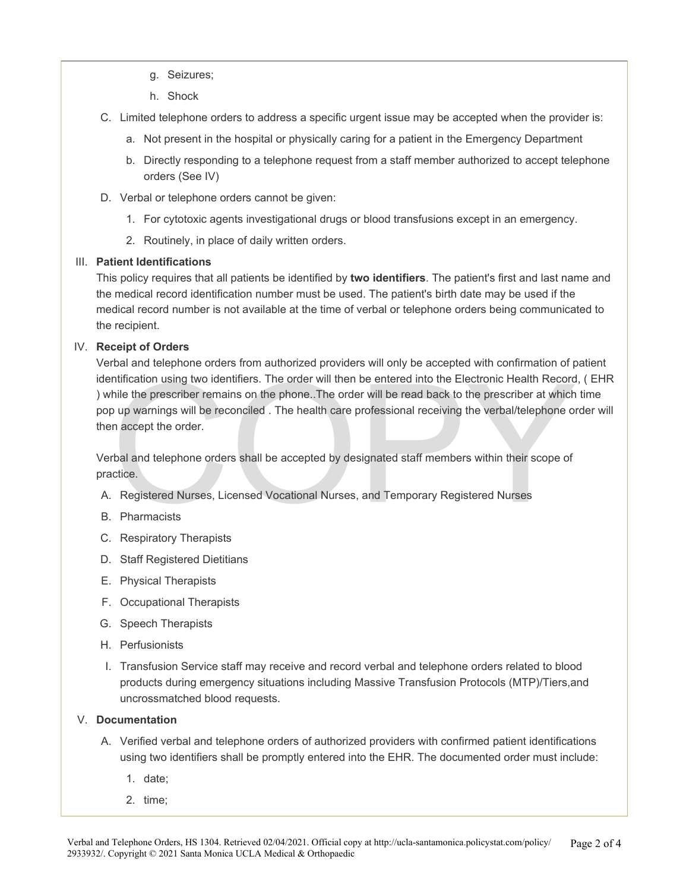g. Seizures;

h. Shock

C. Limited telephone orders to address a specific urgent issue may be accepted when the provider is:

   a. Not present in the hospital or physically caring for a patient in the Emergency Department

   b. Directly responding to a telephone request from a staff member authorized to accept telephone orders (See IV)

D. Verbal or telephone orders cannot be given:

   1. For cytotoxic agents investigational drugs or blood transfusions except in an emergency.

   2. Routinely, in place of daily written orders.

III. **Patient Identifications**

This policy requires that all patients be identified by **two identifiers**. The patient's first and last name and the medical record identification number must be used. The patient's birth date may be used if the medical record number is not available at the time of verbal or telephone orders being communicated to the recipient.

IV. **Receipt of Orders**

Verbal and telephone orders from authorized providers will only be accepted with confirmation of patient identification using two identifiers. The order will then be entered into the Electronic Health Record, ( EHR ) while the prescriber remains on the phone..The order will be read back to the prescriber at which time pop up warnings will be reconciled . The health care professional receiving the verbal/telephone order will then accept the order.

Verbal and telephone orders shall be accepted by designated staff members within their scope of practice.

A. Registered Nurses, Licensed Vocational Nurses, and Temporary Registered Nurses

B. Pharmacists

C. Respiratory Therapists

D. Staff Registered Dietitians

E. Physical Therapists

F. Occupational Therapists

G. Speech Therapists

H. Perfusionists

I. Transfusion Service staff may receive and record verbal and telephone orders related to blood products during emergency situations including Massive Transfusion Protocols (MTP)/Tiers,and uncrossmatched blood requests.

V. **Documentation**

A. Verified verbal and telephone orders of authorized providers with confirmed patient identifications using two identifiers shall be promptly entered into the EHR. The documented order must include:

   1. date;

   2. time;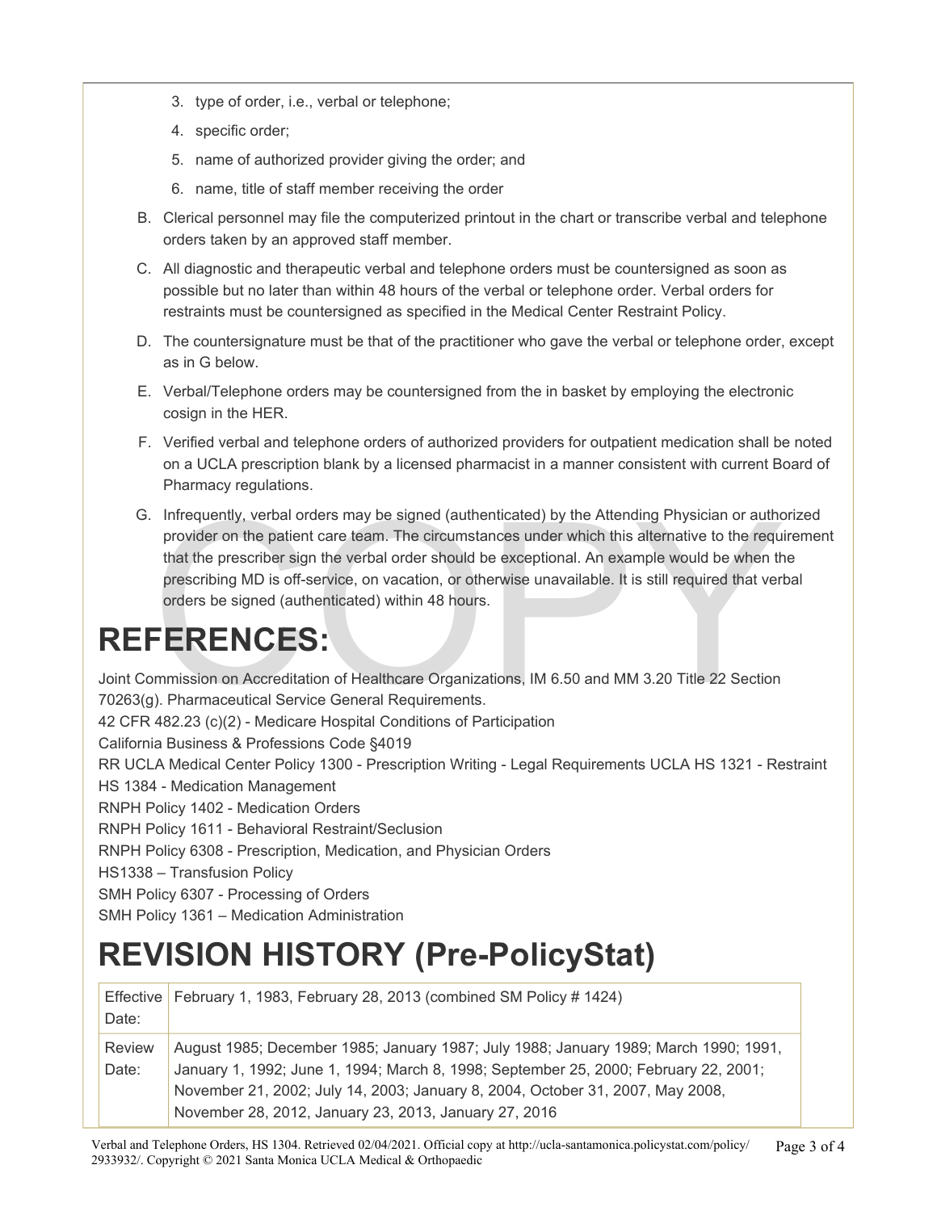3. type of order, i.e., verbal or telephone;
4. specific order;
5. name of authorized provider giving the order; and
6. name, title of staff member receiving the order

B. Clerical personnel may file the computerized printout in the chart or transcribe verbal and telephone orders taken by an approved staff member.

C. All diagnostic and therapeutic verbal and telephone orders must be countersigned as soon as possible but no later than within 48 hours of the verbal or telephone order. Verbal orders for restraints must be countersigned as specified in the Medical Center Restraint Policy.

D. The countersignature must be that of the practitioner who gave the verbal or telephone order, except as in G below.

E. Verbal/Telephone orders may be countersigned from the in basket by employing the electronic cosign in the HER.

F. Verified verbal and telephone orders of authorized providers for outpatient medication shall be noted on a UCLA prescription blank by a licensed pharmacist in a manner consistent with current Board of Pharmacy regulations.

G. Infrequently, verbal orders may be signed (authenticated) by the Attending Physician or authorized provider on the patient care team. The circumstances under which this alternative to the requirement that the prescriber sign the verbal order should be exceptional. An example would be when the prescribing MD is off-service, on vacation, or otherwise unavailable. It is still required that verbal orders be signed (authenticated) within 48 hours.

# REFERENCES:

Joint Commission on Accreditation of Healthcare Organizations, IM 6.50 and MM 3.20 Title 22 Section 70263(g). Pharmaceutical Service General Requirements.
42 CFR 482.23 (c)(2) - Medicare Hospital Conditions of Participation
California Business & Professions Code §4019
RR UCLA Medical Center Policy 1300 - Prescription Writing - Legal Requirements UCLA HS 1321 - Restraint
HS 1384 - Medication Management
RNPH Policy 1402 - Medication Orders
RNPH Policy 1611 - Behavioral Restraint/Seclusion
RNPH Policy 6308 - Prescription, Medication, and Physician Orders
HS1338 – Transfusion Policy
SMH Policy 6307 - Processing of Orders
SMH Policy 1361 – Medication Administration

# REVISION HISTORY (Pre-PolicyStat)

| Effective Date: | February 1, 1983, February 28, 2013 (combined SM Policy # 1424) |
|---|---|
| Review Date: | August 1985; December 1985; January 1987; July 1988; January 1989; March 1990; 1991, January 1, 1992; June 1, 1994; March 8, 1998; September 25, 2000; February 22, 2001; November 21, 2002; July 14, 2003; January 8, 2004, October 31, 2007, May 2008, November 28, 2012, January 23, 2013, January 27, 2016 |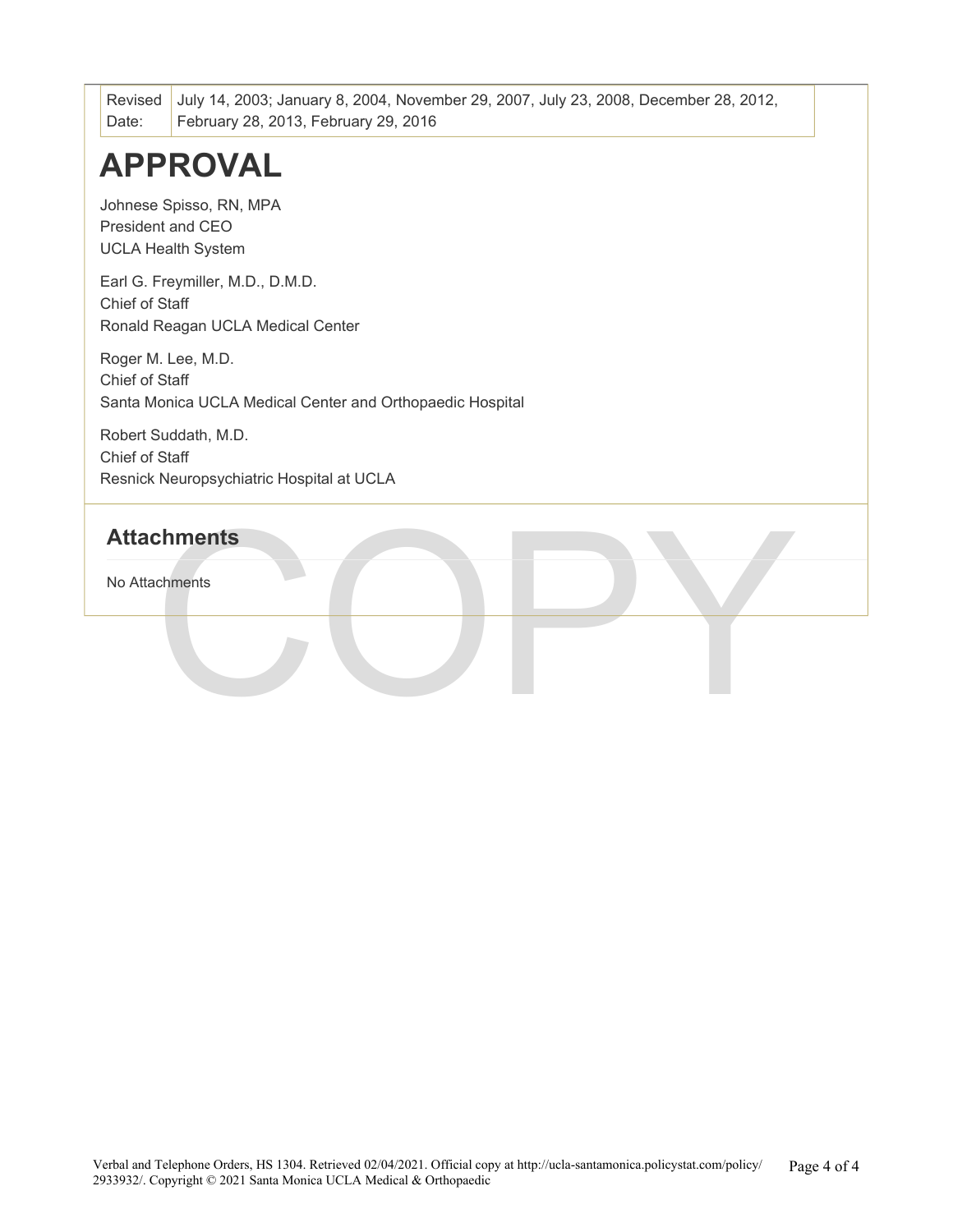| | |
|---|---|
| Revised Date: | July 14, 2003; January 8, 2004, November 29, 2007, July 23, 2008, December 28, 2012, February 28, 2013, February 29, 2016 |

# APPROVAL

Johnese Spisso, RN, MPA
President and CEO
UCLA Health System

Earl G. Freymiller, M.D., D.M.D.
Chief of Staff
Ronald Reagan UCLA Medical Center

Roger M. Lee, M.D.
Chief of Staff
Santa Monica UCLA Medical Center and Orthopaedic Hospital

Robert Suddath, M.D.
Chief of Staff
Resnick Neuropsychiatric Hospital at UCLA

## Attachments

No Attachments